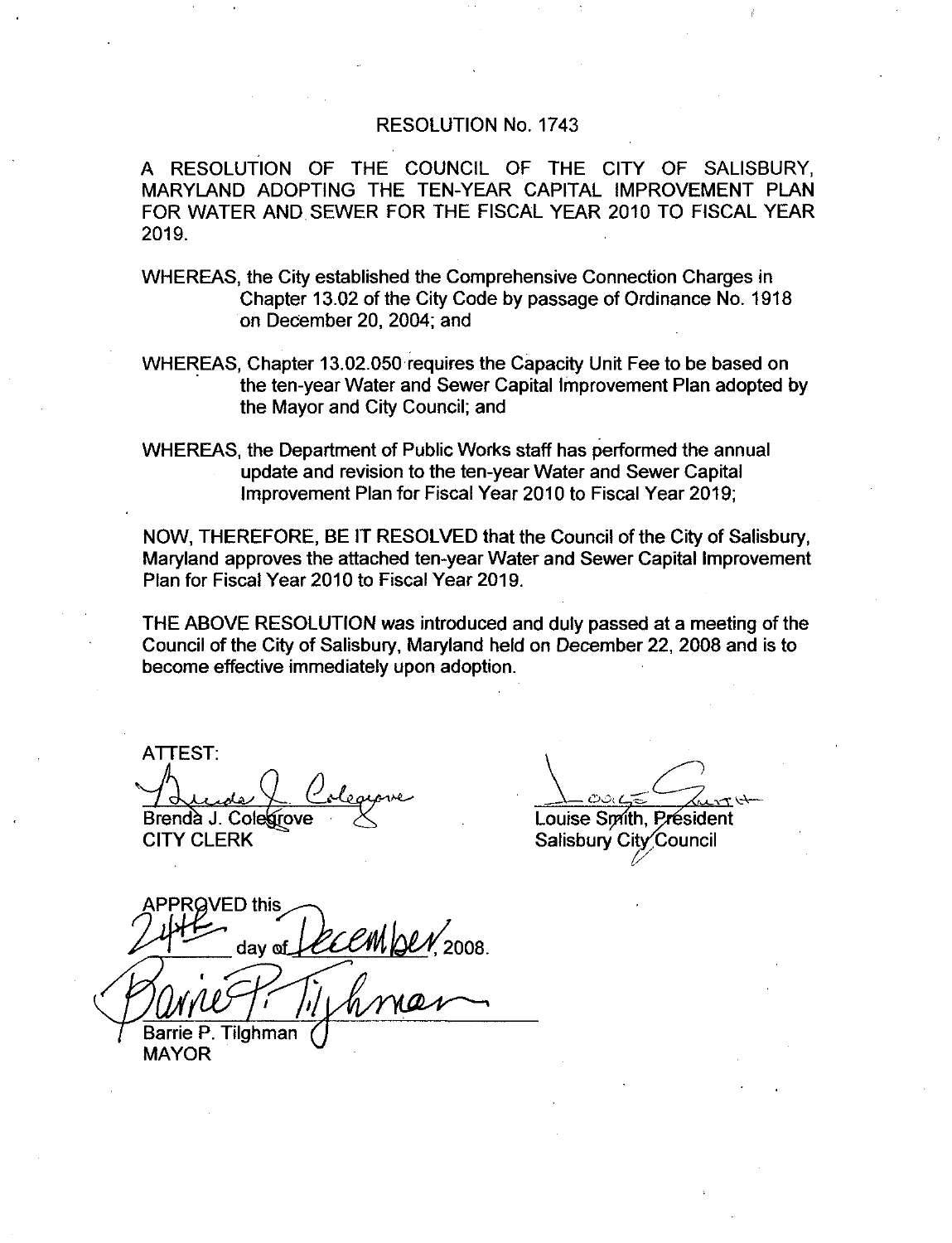# RESOLUTION No. 1743

A RESOLUTION OF THE COUNCIL OF THE CITY OF SALISBURY, MARYLAND ADOPTING THE TEN-YEAR CAPITAL IMPROVEMENT PLAN FOR WATER AND SEWER FOR THE FISCAL YEAR 2010 TO FISCAL YEAR 2019.

WHEREAS, the City established the Comprehensive Connection Charges in Chapter 13.02 of the City Code by passage of Ordinance No. 1918 on December 20, 2004; and

WHEREAS, Chapter 13.02.050 requires the Capacity Unit Fee to be based on the ten-year Water and Sewer Capital Improvement Plan adopted by the Mayor and City Council; and

WHEREAS, the Department of Public Works staff has performed the annual update and revision to the ten-year Water and Sewer Capital Improvement Plan for Fiscal Year 2010 to Fiscal Year 2019;

NOW, THEREFORE, BE IT RESOLVED that the Council of the City of Salisbury, Maryland approves the attached ten-year Water and Sewer Capital Improvement Plan for Fiscal Year 2010 to Fiscal Year 2019.

THE ABOVE RESOLUTION was introduced and duly passed at a meeting of the Council of the City of Salisbury, Maryland held on December 22, 2008 and is to become effective immediately upon adoption.

ATTEST:

Brenda J. Colegrove
CITY CLERK

Louise Smith, President
Salisbury City Council

APPROVED this 24th day of December, 2008.

Barrie P. Tilghman
MAYOR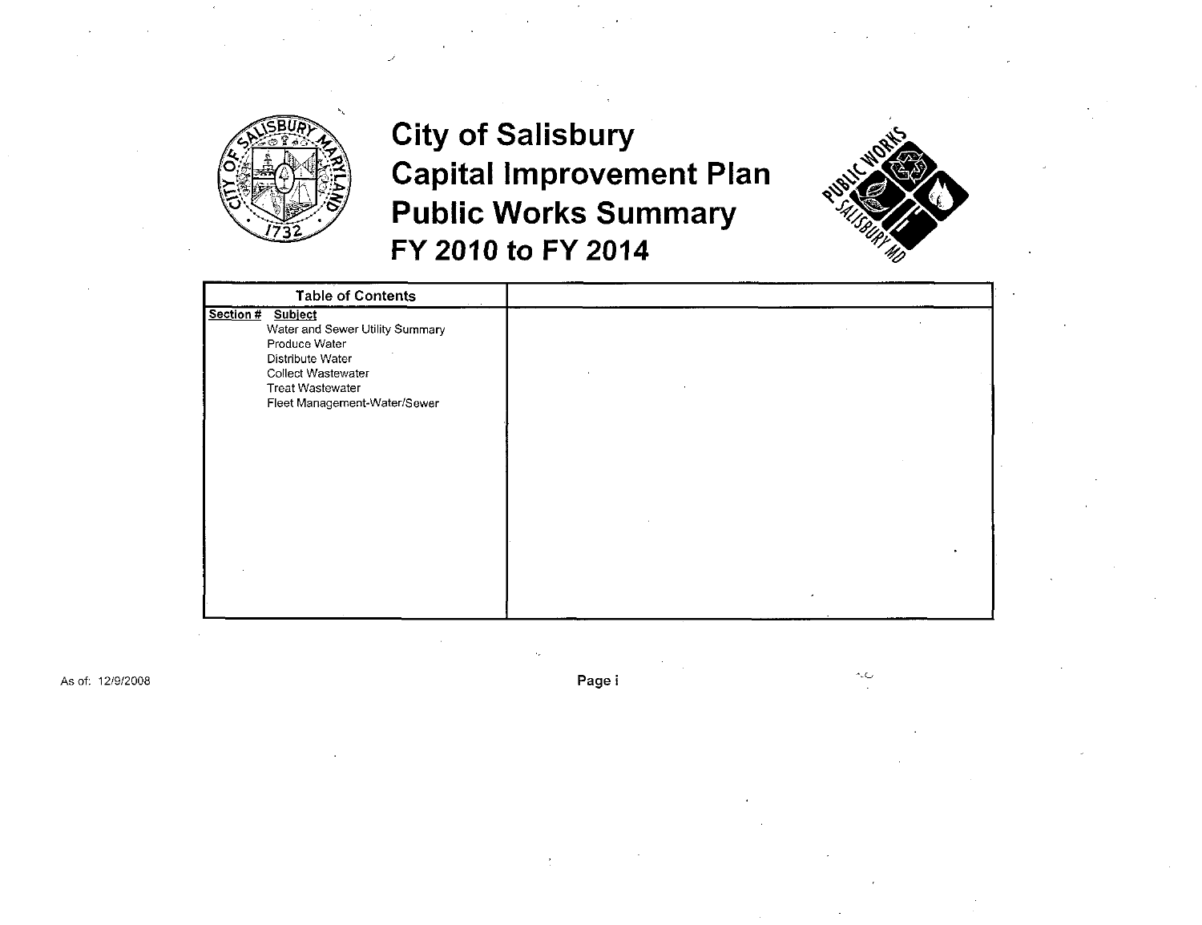# City of Salisbury
# Capital Improvement Plan
# Public Works Summary
# FY 2010 to FY 2014

| Table of Contents | |
|---|---|
| **Section #** **Subject** | |
| Water and Sewer Utility Summary | |
| Produce Water | |
| Distribute Water | |
| Collect Wastewater | |
| Treat Wastewater | |
| Fleet Management-Water/Sewer | |

As of: 12/9/2008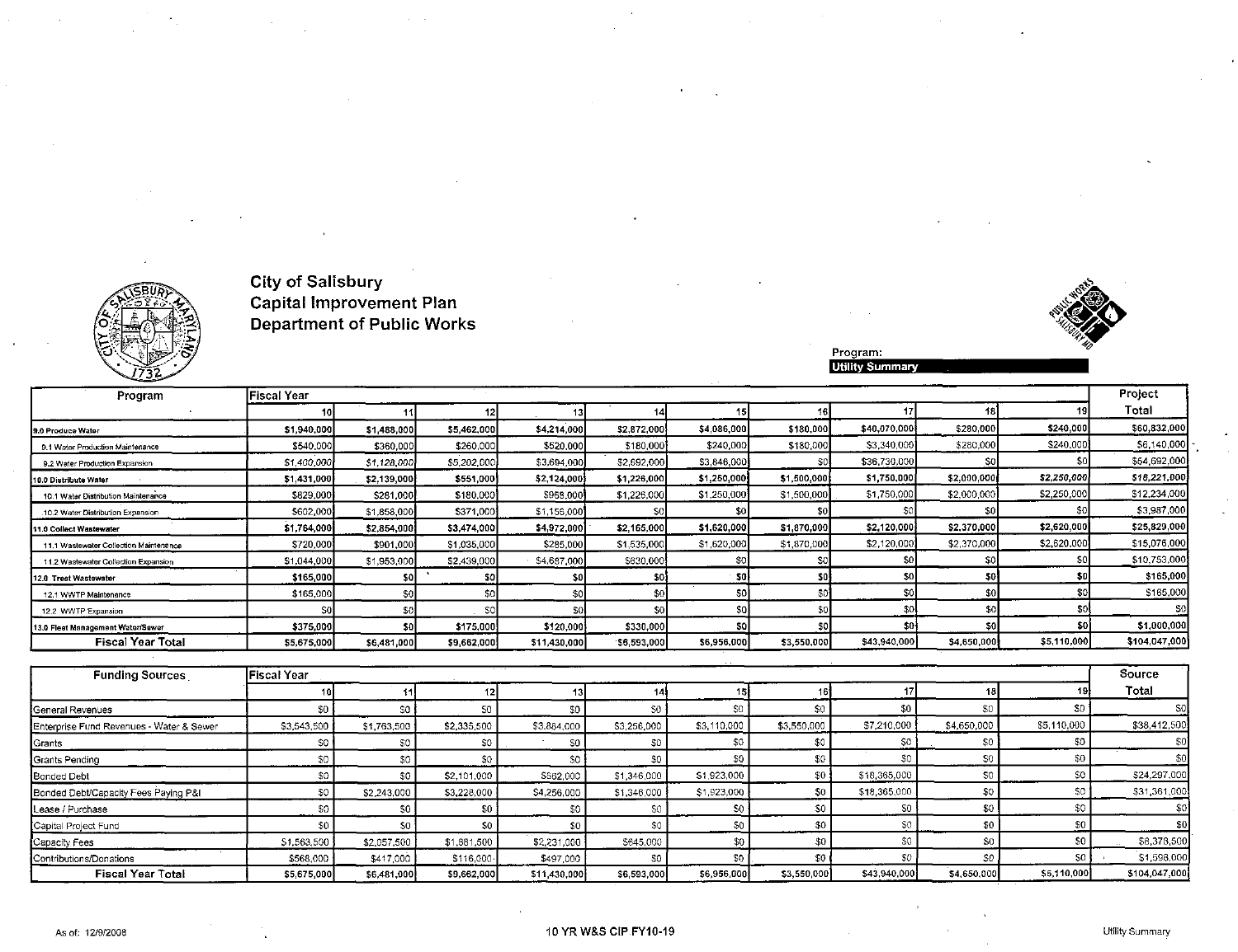# City of Salisbury
## Capital Improvement Plan
## Department of Public Works

Program: **Utility Summary**

| Program | Fiscal Year 10 | 11 | 12 | 13 | 14 | 15 | 16 | 17 | 18 | 19 | Project Total |
|---|---|---|---|---|---|---|---|---|---|---|---|
| **9.0 Produce Water** | **$1,940,000** | **$1,488,000** | **$5,462,000** | **$4,214,000** | **$2,872,000** | **$4,086,000** | **$180,000** | **$40,070,000** | **$280,000** | **$240,000** | **$60,832,000** |
| 9.1 Water Production Maintenance | $540,000 | $360,000 | $260,000 | $520,000 | $180,000 | $240,000 | $180,000 | $3,340,000 | $280,000 | $240,000 | $6,140,000 |
| 9.2 Water Production Expansion | $1,400,000 | $1,128,000 | $5,202,000 | $3,694,000 | $2,692,000 | $3,846,000 | $0 | $36,730,000 | $0 | $0 | $54,692,000 |
| **10.0 Distribute Water** | **$1,431,000** | **$2,139,000** | **$551,000** | **$2,124,000** | **$1,226,000** | **$1,250,000** | **$1,500,000** | **$1,750,000** | **$2,000,000** | **$2,250,000** | **$16,221,000** |
| 10.1 Water Distribution Maintenance | $829,000 | $281,000 | $180,000 | $968,000 | $1,226,000 | $1,250,000 | $1,500,000 | $1,750,000 | $2,000,000 | $2,250,000 | $12,234,000 |
| 10.2 Water Distribution Expansion | $602,000 | $1,858,000 | $371,000 | $1,156,000 | $0 | $0 | $0 | $0 | $0 | $0 | $3,987,000 |
| **11.0 Collect Wastewater** | **$1,764,000** | **$2,854,000** | **$3,474,000** | **$4,972,000** | **$2,165,000** | **$1,620,000** | **$1,870,000** | **$2,120,000** | **$2,370,000** | **$2,620,000** | **$25,829,000** |
| 11.1 Wastewater Collection Maintenance | $720,000 | $901,000 | $1,035,000 | $285,000 | $1,535,000 | $1,620,000 | $1,870,000 | $2,120,000 | $2,370,000 | $2,620,000 | $15,076,000 |
| 11.2 Wastewater Collection Expansion | $1,044,000 | $1,953,000 | $2,439,000 | $4,687,000 | $630,000 | $0 | $0 | $0 | $0 | $0 | $10,753,000 |
| **12.0 Treat Wastewater** | **$165,000** | **$0** | **$0** | **$0** | **$0** | **$0** | **$0** | **$0** | **$0** | **$0** | **$165,000** |
| 12.1 WWTP Maintenance | $165,000 | $0 | $0 | $0 | $0 | $0 | $0 | $0 | $0 | $0 | $165,000 |
| 12.2 WWTP Expansion | $0 | $0 | $0 | $0 | $0 | $0 | $0 | $0 | $0 | $0 | $0 |
| **13.0 Fleet Management Water/Sewer** | **$375,000** | **$0** | **$175,000** | **$120,000** | **$330,000** | **$0** | **$0** | **$0** | **$0** | **$0** | **$1,000,000** |
| **Fiscal Year Total** | **$5,675,000** | **$6,481,000** | **$9,662,000** | **$11,430,000** | **$6,593,000** | **$6,956,000** | **$3,550,000** | **$43,940,000** | **$4,650,000** | **$5,110,000** | **$104,047,000** |

| Funding Sources | Fiscal Year 10 | 11 | 12 | 13 | 14 | 15 | 16 | 17 | 18 | 19 | Source Total |
|---|---|---|---|---|---|---|---|---|---|---|---|
| General Revenues | $0 | $0 | $0 | $0 | $0 | $0 | $0 | $0 | $0 | $0 | $0 |
| Enterprise Fund Revenues - Water & Sewer | $3,543,500 | $1,763,500 | $2,335,500 | $3,884,000 | $3,256,000 | $3,110,000 | $3,550,000 | $7,210,000 | $4,650,000 | $5,110,000 | $38,412,500 |
| Grants | $0 | $0 | $0 | $0 | $0 | $0 | $0 | $0 | $0 | $0 | $0 |
| Grants Pending | $0 | $0 | $0 | $0 | $0 | $0 | $0 | $0 | $0 | $0 | $0 |
| Bonded Debt | $0 | $0 | $2,101,000 | $562,000 | $1,346,000 | $1,923,000 | $0 | $18,365,000 | $0 | $0 | $24,297,000 |
| Bonded Debt/Capacity Fees Paying P&I | $0 | $2,243,000 | $3,228,000 | $4,256,000 | $1,346,000 | $1,923,000 | $0 | $18,365,000 | $0 | $0 | $31,361,000 |
| Lease / Purchase | $0 | $0 | $0 | $0 | $0 | $0 | $0 | $0 | $0 | $0 | $0 |
| Capital Project Fund | $0 | $0 | $0 | $0 | $0 | $0 | $0 | $0 | $0 | $0 | $0 |
| Capacity Fees | $1,563,500 | $2,057,500 | $1,881,500 | $2,231,000 | $645,000 | $0 | $0 | $0 | $0 | $0 | $8,378,500 |
| Contributions/Donations | $568,000 | $417,000 | $116,000 | $497,000 | $0 | $0 | $0 | $0 | $0 | $0 | $1,598,000 |
| **Fiscal Year Total** | **$5,675,000** | **$6,481,000** | **$9,662,000** | **$11,430,000** | **$6,593,000** | **$6,956,000** | **$3,550,000** | **$43,940,000** | **$4,650,000** | **$5,110,000** | **$104,047,000** |

As of: 12/9/2008 — 10 YR W&S CIP FY10-19 — Utility Summary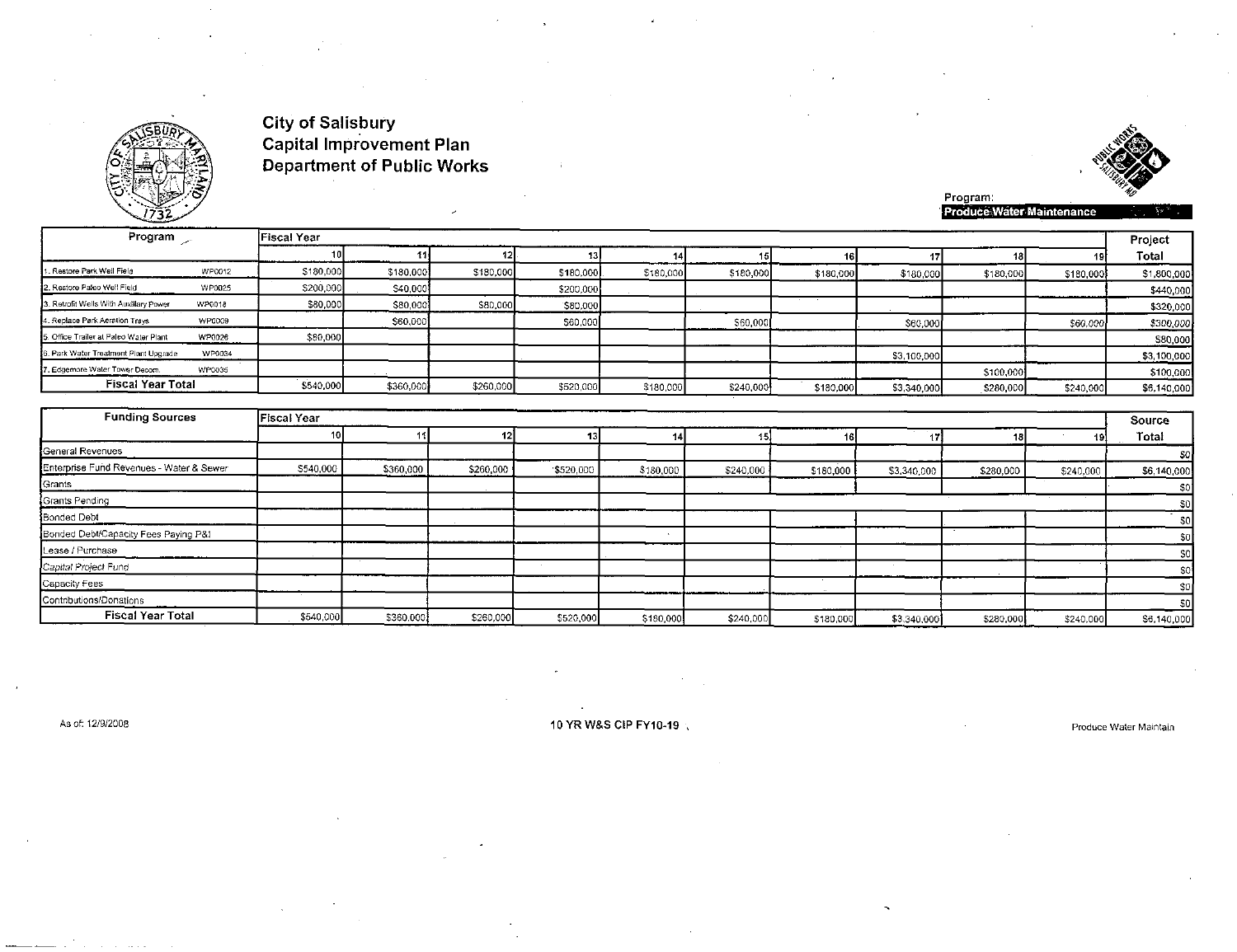# City of Salisbury
## Capital Improvement Plan
## Department of Public Works

Program: **Produce Water Maintenance**

| Program | | Fiscal Year 10 | 11 | 12 | 13 | 14 | 15 | 16 | 17 | 18 | 19 | Project Total |
|---|---|---|---|---|---|---|---|---|---|---|---|---|
| 1. Restore Park Well Field | WP0012 | $180,000 | $180,000 | $180,000 | $180,000 | $180,000 | $180,000 | $180,000 | $180,000 | $180,000 | $180,000 | $1,800,000 |
| 2. Restore Paleo Well Field | WP0025 | $200,000 | $40,000 | | $200,000 | | | | | | | $440,000 |
| 3. Retrofit Wells With Auxiliary Power | WP0018 | $80,000 | $80,000 | $80,000 | $80,000 | | | | | | | $320,000 |
| 4. Replace Park Aeration Trays | WP0009 | | $60,000 | | $60,000 | | $60,000 | | $60,000 | | $60,000 | $300,000 |
| 5. Office Trailer at Paleo Water Plant | WP0026 | $80,000 | | | | | | | | | | $80,000 |
| 6. Park Water Treatment Plant Upgrade | WP0034 | | | | | | | | $3,100,000 | | | $3,100,000 |
| 7. Edgemore Water Tower Decom. | WP0035 | | | | | | | | | $100,000 | | $100,000 |
| **Fiscal Year Total** | | $540,000 | $360,000 | $260,000 | $520,000 | $180,000 | $240,000 | $180,000 | $3,340,000 | $280,000 | $240,000 | $6,140,000 |

| Funding Sources | Fiscal Year 10 | 11 | 12 | 13 | 14 | 15 | 16 | 17 | 18 | 19 | Source Total |
|---|---|---|---|---|---|---|---|---|---|---|---|
| General Revenues | | | | | | | | | | | $0 |
| Enterprise Fund Revenues - Water & Sewer | $540,000 | $360,000 | $260,000 | $520,000 | $180,000 | $240,000 | $180,000 | $3,340,000 | $280,000 | $240,000 | $6,140,000 |
| Grants | | | | | | | | | | | $0 |
| Grants Pending | | | | | | | | | | | $0 |
| Bonded Debt | | | | | | | | | | | $0 |
| Bonded Debt/Capacity Fees Paying P&I | | | | | | | | | | | $0 |
| Lease / Purchase | | | | | | | | | | | $0 |
| *Capital Project Fund* | | | | | | | | | | | $0 |
| Capacity Fees | | | | | | | | | | | $0 |
| Contributions/Donations | | | | | | | | | | | $0 |
| **Fiscal Year Total** | $540,000 | $360,000 | $260,000 | $520,000 | $180,000 | $240,000 | $180,000 | $3,340,000 | $280,000 | $240,000 | $6,140,000 |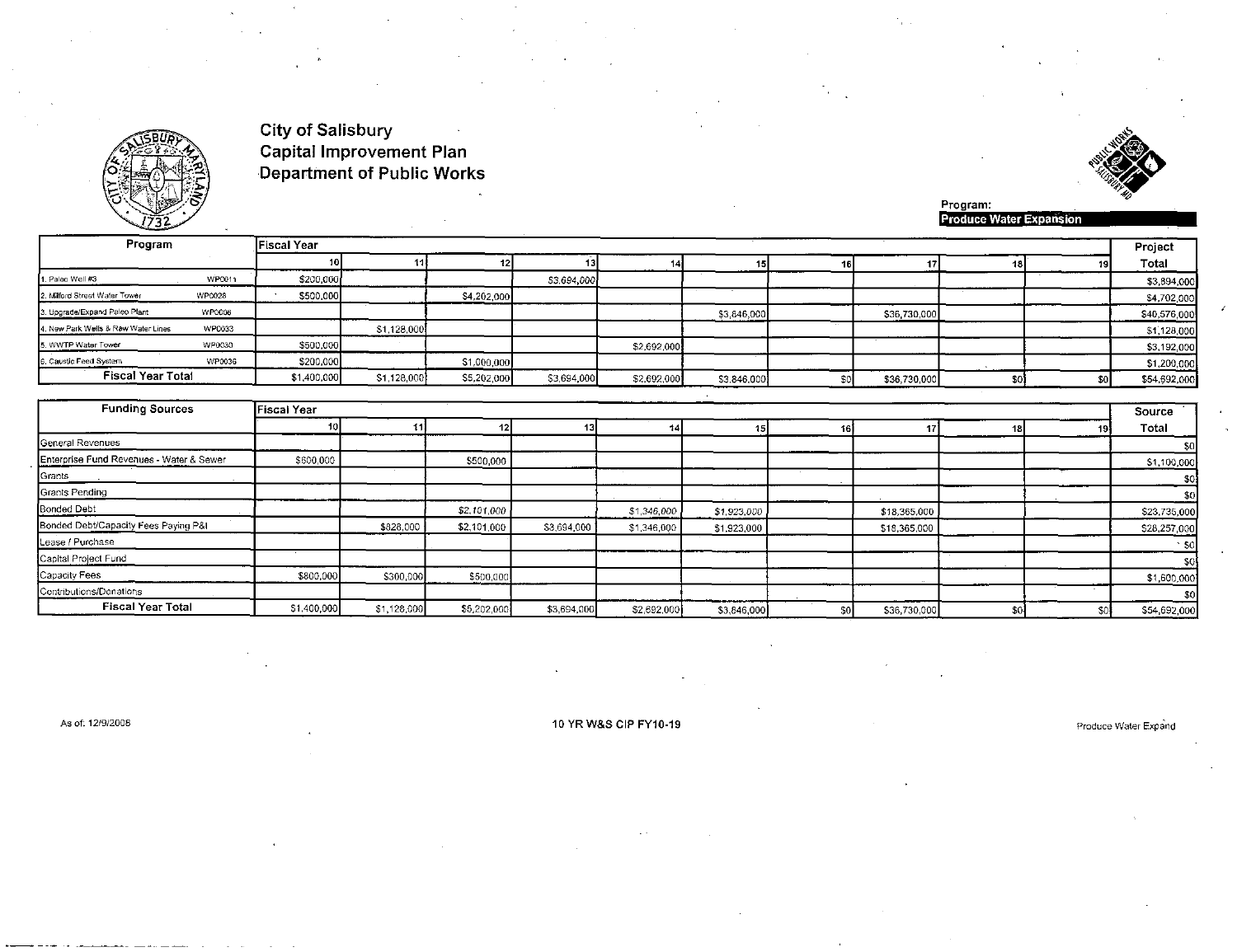# City of Salisbury
## Capital Improvement Plan
## Department of Public Works

**Program:** **Produce Water Expansion**

| Program | | Fiscal Year | | | | | | | | | | Project |
|---|---|---|---|---|---|---|---|---|---|---|---|---|
| | | 10 | 11 | 12 | 13 | 14 | 15 | 16 | 17 | 18 | 19 | Total |
| 1. Paleo Well #3 | WP0011 | $200,000 | | | $3,694,000 | | | | | | | $3,894,000 |
| 2. Milford Street Water Tower | WP0028 | $500,000 | | $4,202,000 | | | | | | | | $4,702,000 |
| 3. Upgrade/Expand Paleo Plant | WP0006 | | | | | | $3,846,000 | | $36,730,000 | | | $40,576,000 |
| 4. New Park Wells & Raw Water Lines | WP0033 | | $1,128,000 | | | | | | | | | $1,128,000 |
| 5. WWTP Water Tower | WP0030 | $500,000 | | | | $2,692,000 | | | | | | $3,192,000 |
| 6. Caustic Feed System | WP0036 | $200,000 | | $1,000,000 | | | | | | | | $1,200,000 |
| **Fiscal Year Total** | | $1,400,000 | $1,128,000 | $5,202,000 | $3,694,000 | $2,692,000 | $3,846,000 | $0 | $36,730,000 | $0 | $0 | $54,692,000 |

| Funding Sources | Fiscal Year | | | | | | | | | | Source |
|---|---|---|---|---|---|---|---|---|---|---|---|
| | 10 | 11 | 12 | 13 | 14 | 15 | 16 | 17 | 18 | 19 | Total |
| General Revenues | | | | | | | | | | | $0 |
| Enterprise Fund Revenues - Water & Sewer | $600,000 | | $500,000 | | | | | | | | $1,100,000 |
| Grants | | | | | | | | | | | $0 |
| Grants Pending | | | | | | | | | | | $0 |
| Bonded Debt | | | $2,101,000 | | $1,346,000 | $1,923,000 | | $18,365,000 | | | $23,735,000 |
| Bonded Debt/Capacity Fees Paying P&I | | $828,000 | $2,101,000 | $3,694,000 | $1,346,000 | $1,923,000 | | $18,365,000 | | | $28,257,000 |
| Lease / Purchase | | | | | | | | | | | $0 |
| Capital Project Fund | | | | | | | | | | | $0 |
| Capacity Fees | $800,000 | $300,000 | $500,000 | | | | | | | | $1,600,000 |
| Contributions/Donations | | | | | | | | | | | $0 |
| **Fiscal Year Total** | $1,400,000 | $1,128,000 | $5,202,000 | $3,694,000 | $2,692,000 | $3,846,000 | $0 | $36,730,000 | $0 | $0 | $54,692,000 |

As of: 12/9/2008

10 YR W&S CIP FY10-19

Produce Water Expand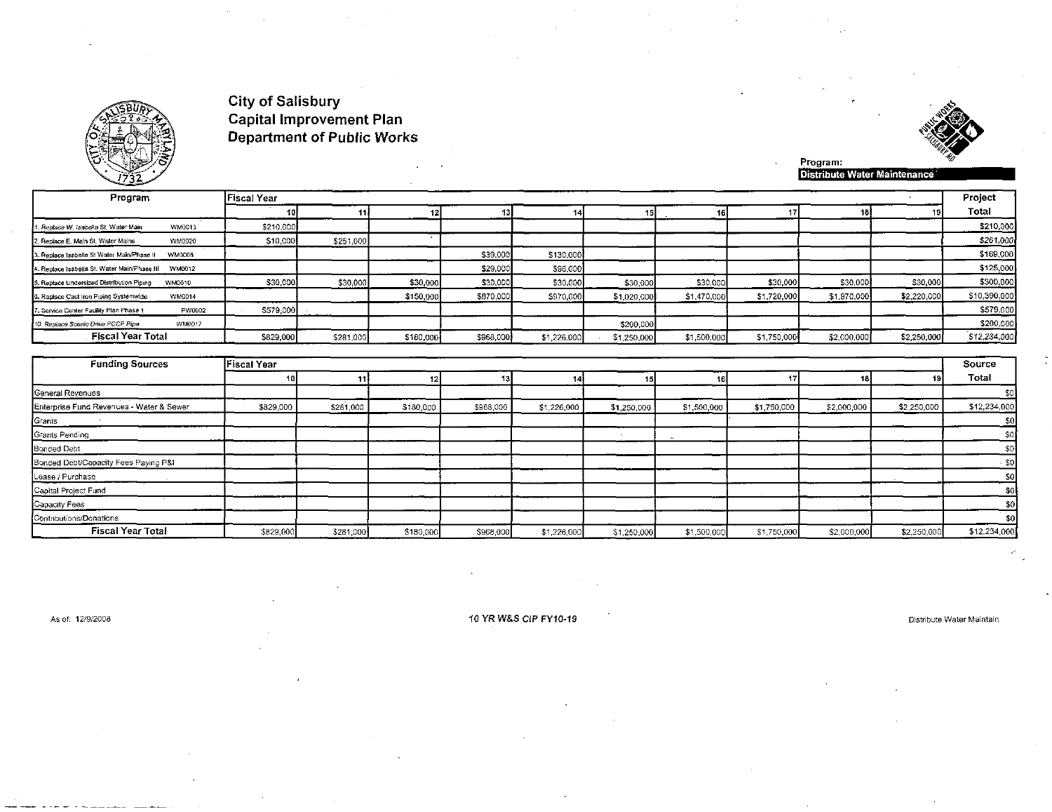# City of Salisbury
## Capital Improvement Plan
## Department of Public Works

**Program:** Distribute Water Maintenance

| Program | | Fiscal Year | | | | | | | | | | Project |
|---|---|---|---|---|---|---|---|---|---|---|---|---|
| | | 10 | 11 | 12 | 13 | 14 | 15 | 16 | 17 | 18 | 19 | Total |
| 1. Replace W. Isabella St. Water Main | WM0013 | $210,000 | | | | | | | | | | $210,000 |
| 2. Replace E. Main St. Water Mains | WM0020 | $10,000 | $251,000 | | | | | | | | | $261,000 |
| 3. Replace Isabella St Water Main/Phase II | WM0008 | | | | $39,000 | $130,000 | | | | | | $169,000 |
| 4. Replace Isabella St. Water Main/Phase III | WM0012 | | | | $29,000 | $96,000 | | | | | | $125,000 |
| 5. Replace Undersized Distribution Piping | WM0010 | $30,000 | $30,000 | $30,000 | $30,000 | $30,000 | $30,000 | $30,000 | $30,000 | $30,000 | $30,000 | $300,000 |
| 6. Replace Cast Iron Piping Systemwide | WM0014 | | | $150,000 | $870,000 | $970,000 | $1,020,000 | $1,470,000 | $1,720,000 | $1,970,000 | $2,220,000 | $10,390,000 |
| 7. Service Center Facility Plan Phase 1 | PW0002 | $579,000 | | | | | | | | | | $579,000 |
| 10. Replace Scenic Drive PCCP Pipe | WM0017 | | | | | | $200,000 | | | | | $200,000 |
| **Fiscal Year Total** | | $829,000 | $281,000 | $180,000 | $968,000 | $1,226,000 | $1,250,000 | $1,500,000 | $1,750,000 | $2,000,000 | $2,250,000 | $12,234,000 |

| Funding Sources | Fiscal Year | | | | | | | | | | Source |
|---|---|---|---|---|---|---|---|---|---|---|---|
| | 10 | 11 | 12 | 13 | 14 | 15 | 16 | 17 | 18 | 19 | Total |
| General Revenues | | | | | | | | | | | $0 |
| Enterprise Fund Revenues - Water & Sewer | $829,000 | $281,000 | $180,000 | $968,000 | $1,226,000 | $1,250,000 | $1,500,000 | $1,750,000 | $2,000,000 | $2,250,000 | $12,234,000 |
| Grants | | | | | | | | | | | $0 |
| Grants Pending | | | | | | | | | | | $0 |
| Bonded Debt | | | | | | | | | | | $0 |
| Bonded Debt/Capacity Fees Paying P&I | | | | | | | | | | | $0 |
| Lease / Purchase | | | | | | | | | | | $0 |
| Capital Project Fund | | | | | | | | | | | $0 |
| Capacity Fees | | | | | | | | | | | $0 |
| Contributions/Donations | | | | | | | | | | | $0 |
| **Fiscal Year Total** | $829,000 | $281,000 | $180,000 | $968,000 | $1,226,000 | $1,250,000 | $1,500,000 | $1,750,000 | $2,000,000 | $2,250,000 | $12,234,000 |

As of: 12/9/2008

10 YR W&S CIP FY10-19

Distribute Water Maintain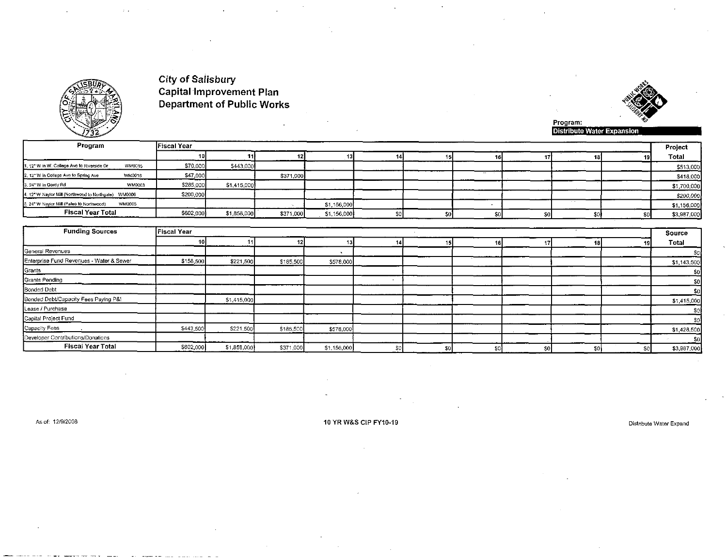# City of Salisbury
## Capital Improvement Plan
## Department of Public Works

**Program:**
**Distribute Water Expansion**

| Program | Fiscal Year | | | | | | | | | | Project |
|---|---|---|---|---|---|---|---|---|---|---|---|
| | 10 | 11 | 12 | 13 | 14 | 15 | 16 | 17 | 18 | 19 | Total |
| 1. 12" W in W. College Ave to Riverside Dr WM0015 | $70,000 | $443,000 | | | | | | | | | $513,000 |
| 2. 12" W in College Ave to Spring Ave WM0016 | $47,000 | | $371,000 | | | | | | | | $418,000 |
| 3. 24" W in Gordy Rd WM0003 | $285,000 | $1,415,000 | | | | | | | | | $1,700,000 |
| 4. 12" W Naylor Mill (Northwood to Northgate) WM0006 | $200,000 | | | | | | | | | | $200,000 |
| 5. 24" W Naylor Mill (Paleo to Northwood) WM0005 | | | | $1,156,000 | | | | | | | $1,156,000 |
| **Fiscal Year Total** | $602,000 | $1,858,000 | $371,000 | $1,156,000 | $0 | $0 | $0 | $0 | $0 | $0 | $3,987,000 |

| Funding Sources | Fiscal Year | | | | | | | | | | Source |
|---|---|---|---|---|---|---|---|---|---|---|---|
| | 10 | 11 | 12 | 13 | 14 | 15 | 16 | 17 | 18 | 19 | Total |
| General Revenues | | | | | | | | | | | $0 |
| Enterprise Fund Revenues - Water & Sewer | $158,500 | $221,500 | $185,500 | $578,000 | | | | | | | $1,143,500 |
| Grants | | | | | | | | | | | $0 |
| Grants Pending | | | | | | | | | | | $0 |
| Bonded Debt | | | | | | | | | | | $0 |
| Bonded Debt/Capacity Fees Paying P&I | | $1,415,000 | | | | | | | | | $1,415,000 |
| Lease / Purchase | | | | | | | | | | | $0 |
| Capital Project Fund | | | | | | | | | | | $0 |
| Capacity Fees | $443,500 | $221,500 | $185,500 | $578,000 | | | | | | | $1,428,500 |
| Developer Contributions/Donations | | | | | | | | | | | $0 |
| **Fiscal Year Total** | $602,000 | $1,858,000 | $371,000 | $1,156,000 | $0 | $0 | $0 | $0 | $0 | $0 | $3,987,000 |

As of: 12/9/2008

10 YR W&S CIP FY10-19

Distribute Water Expand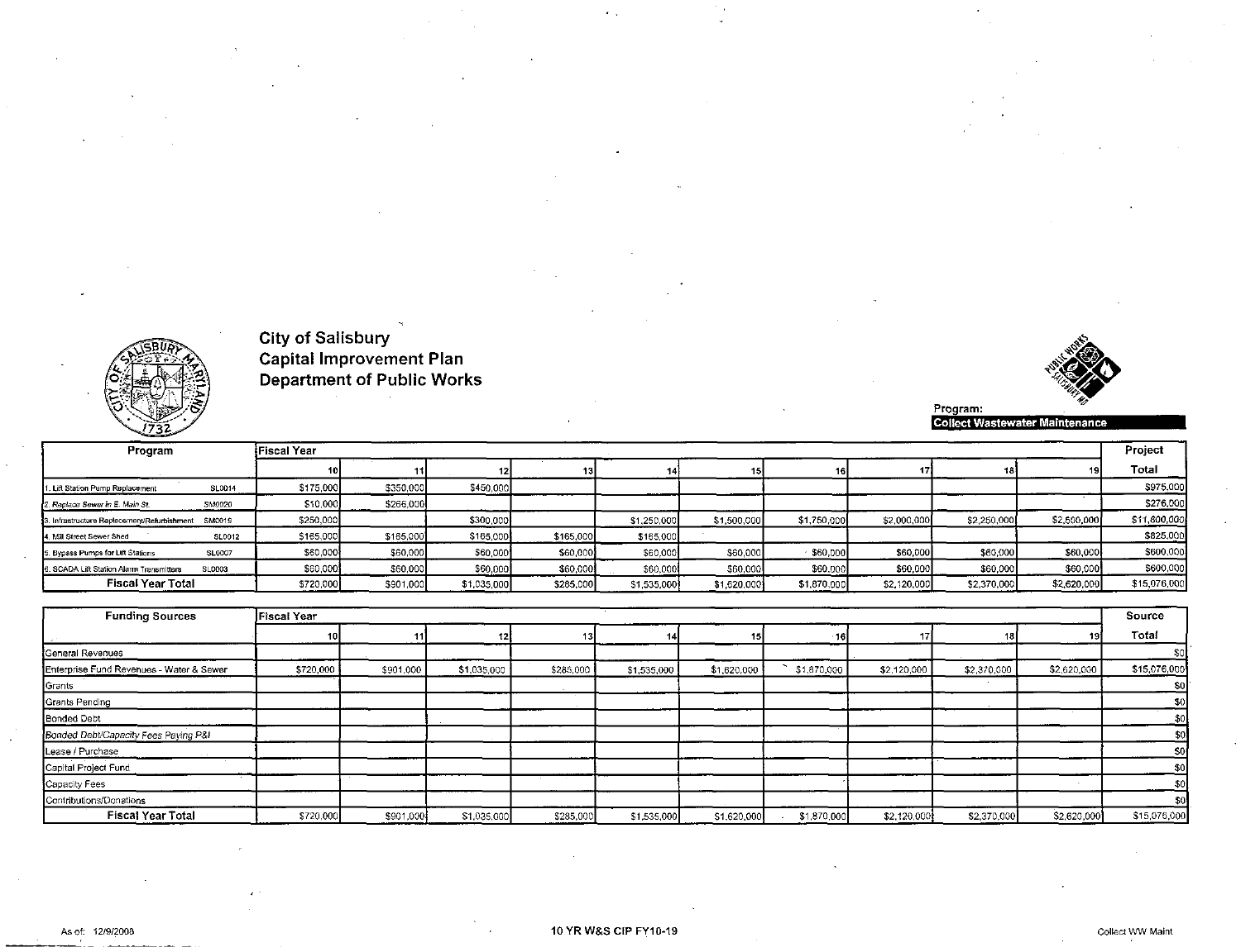# City of Salisbury
## Capital Improvement Plan
## Department of Public Works

**Program:** Collect Wastewater Maintenance

| Program | | Fiscal Year | | | | | | | | | | Project |
|---|---|---|---|---|---|---|---|---|---|---|---|---|
| | | 10 | 11 | 12 | 13 | 14 | 15 | 16 | 17 | 18 | 19 | Total |
| 1. Lift Station Pump Replacement | SL0014 | $175,000 | $350,000 | $450,000 | | | | | | | | $975,000 |
| *2. Replace Sewer in E. Main St.* | SM0020 | $10,000 | $266,000 | | | | | | | | | $276,000 |
| 3. Infrastructure Replacement/Refurbishment | SM0019 | $250,000 | | $300,000 | | $1,250,000 | $1,500,000 | $1,750,000 | $2,000,000 | $2,250,000 | $2,500,000 | $11,800,000 |
| 4. Mill Street Sewer Shed | SL0012 | $165,000 | $165,000 | $165,000 | $165,000 | $165,000 | | | | | | $825,000 |
| 5. Bypass Pumps for Lift Stations | SL0007 | $60,000 | $60,000 | $60,000 | $60,000 | $60,000 | $60,000 | $60,000 | $60,000 | $60,000 | $60,000 | $600,000 |
| 6. SCADA Lift Station Alarm Transmitters | SL0003 | $60,000 | $60,000 | $60,000 | $60,000 | $60,000 | $60,000 | $60,000 | $60,000 | $60,000 | $60,000 | $600,000 |
| **Fiscal Year Total** | | $720,000 | $901,000 | $1,035,000 | $285,000 | $1,535,000 | $1,620,000 | $1,870,000 | $2,120,000 | $2,370,000 | $2,620,000 | $15,076,000 |

| Funding Sources | Fiscal Year | | | | | | | | | | Source |
|---|---|---|---|---|---|---|---|---|---|---|---|
| | 10 | 11 | 12 | 13 | 14 | 15 | 16 | 17 | 18 | 19 | Total |
| General Revenues | | | | | | | | | | | $0 |
| Enterprise Fund Revenues - Water & Sewer | $720,000 | $901,000 | $1,035,000 | $285,000 | $1,535,000 | $1,620,000 | $1,870,000 | $2,120,000 | $2,370,000 | $2,620,000 | $15,076,000 |
| Grants | | | | | | | | | | | $0 |
| Grants Pending | | | | | | | | | | | $0 |
| Bonded Debt | | | | | | | | | | | $0 |
| *Bonded Debt/Capacity Fees Paying P&I* | | | | | | | | | | | $0 |
| Lease / Purchase | | | | | | | | | | | $0 |
| Capital Project Fund | | | | | | | | | | | $0 |
| Capacity Fees | | | | | | | | | | | $0 |
| Contributions/Donations | | | | | | | | | | | $0 |
| **Fiscal Year Total** | $720,000 | $901,000 | $1,035,000 | $285,000 | $1,535,000 | $1,620,000 | $1,870,000 | $2,120,000 | $2,370,000 | $2,620,000 | $15,076,000 |

As of: 12/9/2008 | 10 YR W&S CIP FY10-19 | Collect WW Maint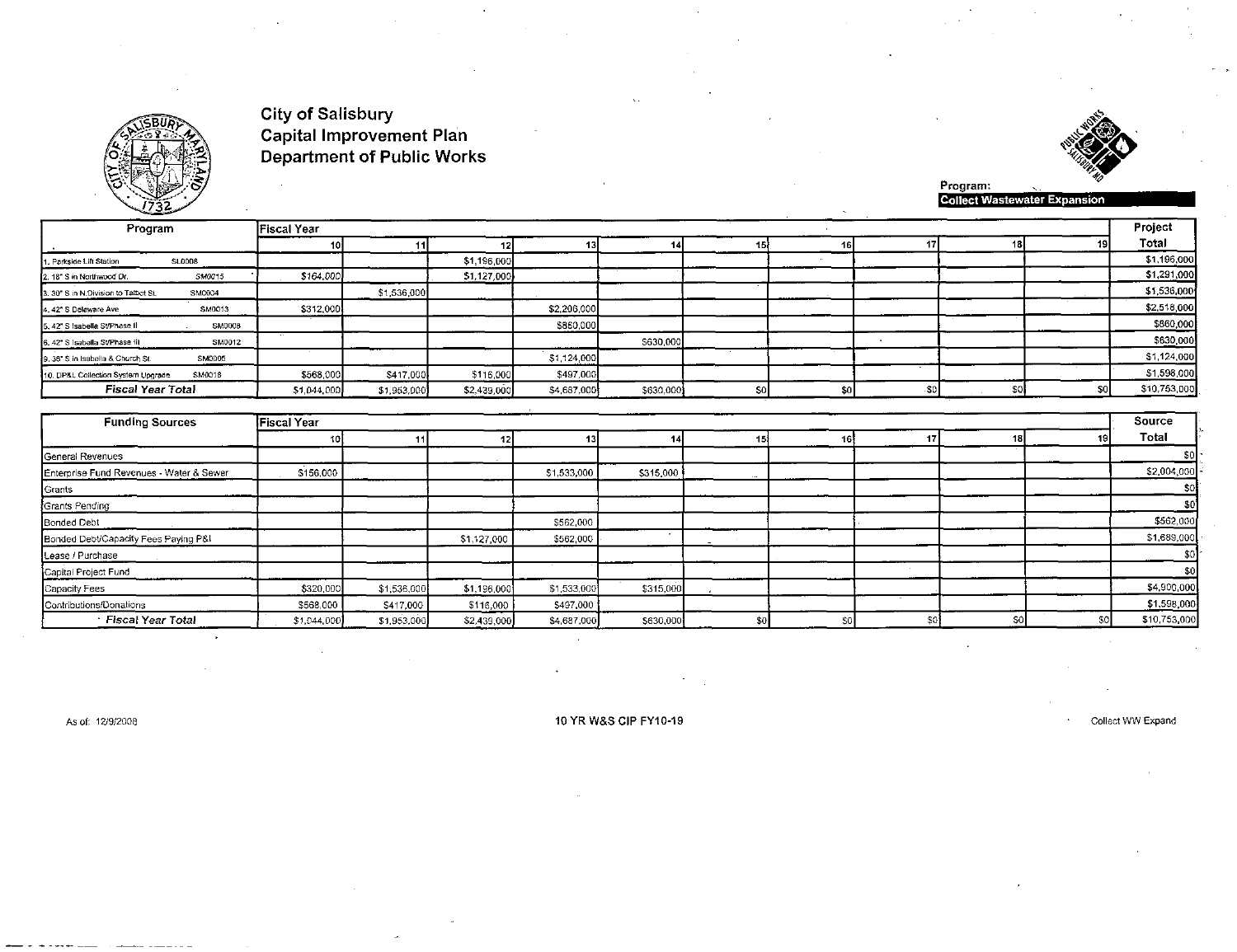# City of Salisbury
## Capital Improvement Plan
## Department of Public Works

**Program:** Collect Wastewater Expansion

| Program | Fiscal Year | | | | | | | | | | Project Total |
|---|---|---|---|---|---|---|---|---|---|---|---|
| | 10 | 11 | 12 | 13 | 14 | 15 | 16 | 17 | 18 | 19 | |
| 1. Parkside Lift Station SL0008 | | | $1,196,000 | | | | | | | | $1,196,000 |
| 2. 18" S in Northwood Dr. SM0015 | $164,000 | | $1,127,000 | | | | | | | | $1,291,000 |
| 3. 30" S in N.Division to Talbot St. SM0004 | | $1,536,000 | | | | | | | | | $1,536,000 |
| 4. 42" S Delaware Ave SM0013 | $312,000 | | | $2,206,000 | | | | | | | $2,518,000 |
| 5. 42" S Isabella St/Phase II SM0008 | | | | $860,000 | | | | | | | $860,000 |
| 6. 42" S Isabella St/Phase III SM0012 | | | | | $630,000 | | | | | | $630,000 |
| 9. 36" S in Isabella & Church St. SM0005 | | | | $1,124,000 | | | | | | | $1,124,000 |
| 10. DP&L Collection System Upgrade SM0018 | $568,000 | $417,000 | $116,000 | $497,000 | | | | | | | $1,598,000 |
| ***Fiscal Year Total*** | $1,044,000 | $1,953,000 | $2,439,000 | $4,687,000 | $630,000 | $0 | $0 | $0 | $0 | $0 | $10,753,000 |

| Funding Sources | Fiscal Year | | | | | | | | | | Source Total |
|---|---|---|---|---|---|---|---|---|---|---|---|
| | 10 | 11 | 12 | 13 | 14 | 15 | 16 | 17 | 18 | 19 | |
| General Revenues | | | | | | | | | | | $0 |
| Enterprise Fund Revenues - Water & Sewer | $156,000 | | | $1,533,000 | $315,000 | | | | | | $2,004,000 |
| Grants | | | | | | | | | | | $0 |
| Grants Pending | | | | | | | | | | | $0 |
| Bonded Debt | | | | $562,000 | | | | | | | $562,000 |
| Bonded Debt/Capacity Fees Paying P&I | | | $1,127,000 | $562,000 | | | | | | | $1,689,000 |
| Lease / Purchase | | | | | | | | | | | $0 |
| Capital Project Fund | | | | | | | | | | | $0 |
| Capacity Fees | $320,000 | $1,536,000 | $1,196,000 | $1,533,000 | $315,000 | | | | | | $4,900,000 |
| Contributions/Donations | $568,000 | $417,000 | $116,000 | $497,000 | | | | | | | $1,598,000 |
| ***Fiscal Year Total*** | $1,044,000 | $1,953,000 | $2,439,000 | $4,687,000 | $630,000 | $0 | $0 | $0 | $0 | $0 | $10,753,000 |

As of: 12/9/2008

10 YR W&S CIP FY10-19

Collect WW Expand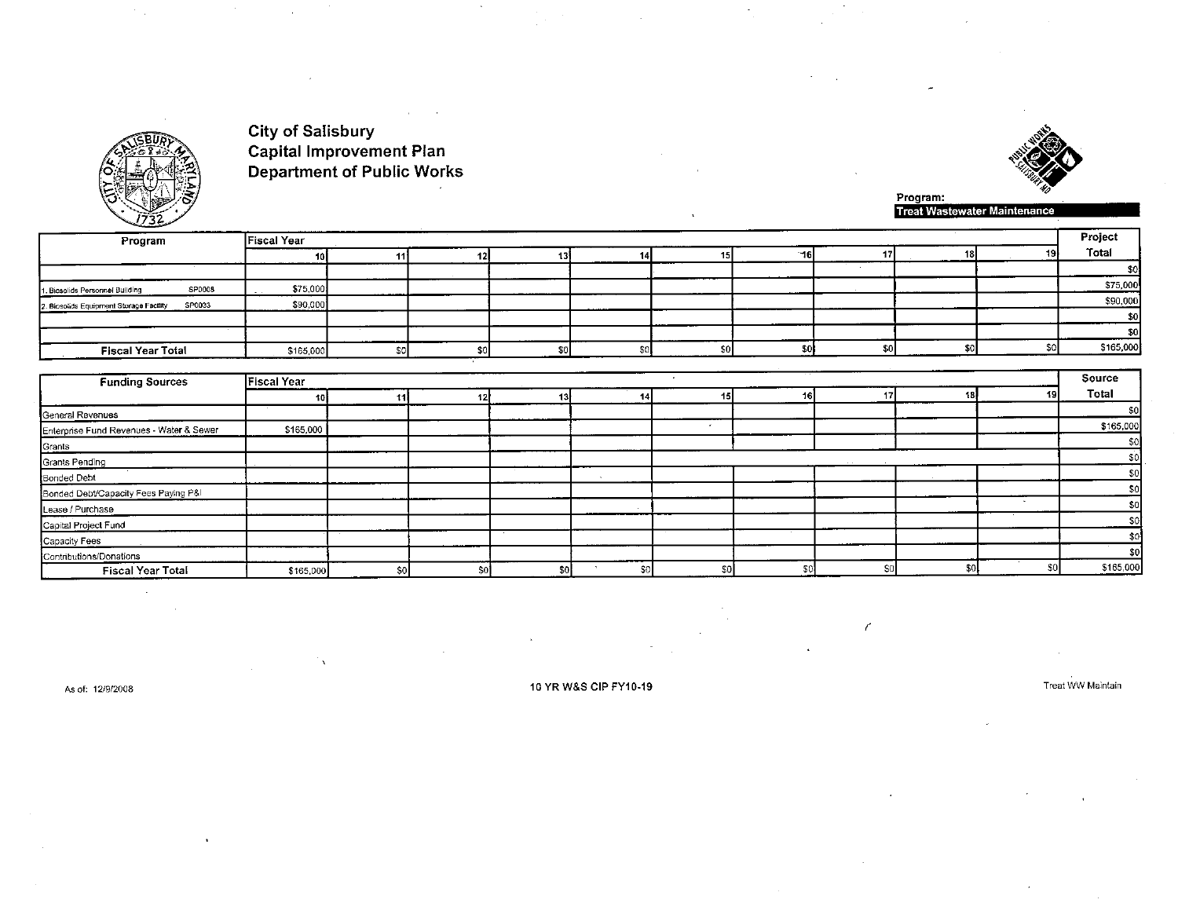# City of Salisbury
## Capital Improvement Plan
## Department of Public Works

**Program:** Treat Wastewater Maintenance

| Program | Fiscal Year 10 | 11 | 12 | 13 | 14 | 15 | 16 | 17 | 18 | 19 | Project Total |
|---|---|---|---|---|---|---|---|---|---|---|---|
| | | | | | | | | | | | $0 |
| 1. Biosolids Personnel Building SP0008 | $75,000 | | | | | | | | | | $75,000 |
| 2. Biosolids Equipment Storage Facility SP0033 | $90,000 | | | | | | | | | | $90,000 |
| | | | | | | | | | | | $0 |
| | | | | | | | | | | | $0 |
| **Fiscal Year Total** | $165,000 | $0 | $0 | $0 | $0 | $0 | $0 | $0 | $0 | $0 | $165,000 |

| Funding Sources | Fiscal Year 10 | 11 | 12 | 13 | 14 | 15 | 16 | 17 | 18 | 19 | Source Total |
|---|---|---|---|---|---|---|---|---|---|---|---|
| General Revenues | | | | | | | | | | | $0 |
| Enterprise Fund Revenues - Water & Sewer | $165,000 | | | | | | | | | | $165,000 |
| Grants | | | | | | | | | | | $0 |
| Grants Pending | | | | | | | | | | | $0 |
| Bonded Debt | | | | | | | | | | | $0 |
| Bonded Debt/Capacity Fees Paying P&I | | | | | | | | | | | $0 |
| Lease / Purchase | | | | | | | | | | | $0 |
| Capital Project Fund | | | | | | | | | | | $0 |
| Capacity Fees | | | | | | | | | | | $0 |
| Contributions/Donations | | | | | | | | | | | $0 |
| **Fiscal Year Total** | $165,000 | $0 | $0 | $0 | $0 | $0 | $0 | $0 | $0 | $0 | $165,000 |

As of: 12/9/2008 — 10 YR W&S CIP FY10-19 — Treat WW Maintain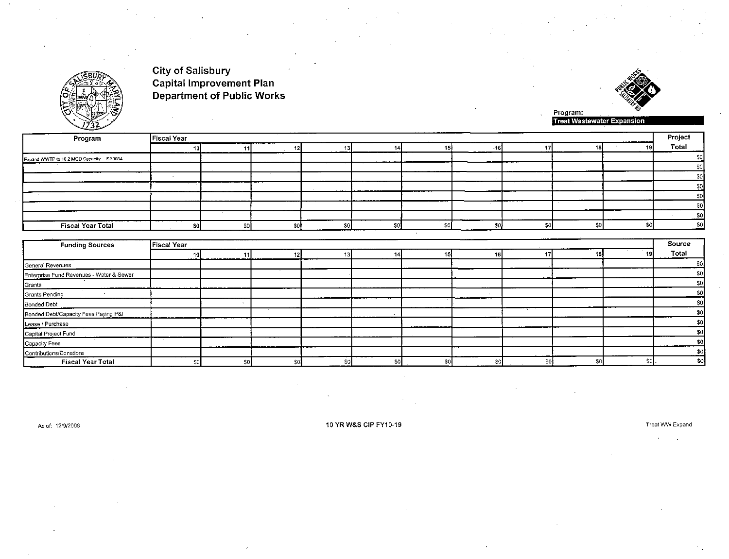# City of Salisbury
## Capital Improvement Plan
## Department of Public Works

**Program:** Treat Wastewater Expansion

| Program | Fiscal Year 10 | 11 | 12 | 13 | 14 | 15 | 16 | 17 | 18 | 19 | Project Total |
|---|---|---|---|---|---|---|---|---|---|---|---|
| Expand WWTP to 10.2 MGD Capacity SP0034 | | | | | | | | | | | $0 |
| | | | | | | | | | | | $0 |
| | | | | | | | | | | | $0 |
| | | | | | | | | | | | $0 |
| | | | | | | | | | | | $0 |
| | | | | | | | | | | | $0 |
| | | | | | | | | | | | $0 |
| **Fiscal Year Total** | $0 | $0 | $0 | $0 | $0 | $0 | $0 | $0 | $0 | $0 | $0 |

| Funding Sources | Fiscal Year 10 | 11 | 12 | 13 | 14 | 15 | 16 | 17 | 18 | 19 | Source Total |
|---|---|---|---|---|---|---|---|---|---|---|---|
| General Revenues | | | | | | | | | | | $0 |
| Enterprise Fund Revenues - Water & Sewer | | | | | | | | | | | $0 |
| Grants | | | | | | | | | | | $0 |
| Grants Pending | | | | | | | | | | | $0 |
| Bonded Debt | | | | | | | | | | | $0 |
| Bonded Debt/Capacity Fees Paying P&I | | | | | | | | | | | $0 |
| Lease / Purchase | | | | | | | | | | | $0 |
| Capital Project Fund | | | | | | | | | | | $0 |
| Capacity Fees | | | | | | | | | | | $0 |
| Contributions/Donations | | | | | | | | | | | $0 |
| **Fiscal Year Total** | $0 | $0 | $0 | $0 | $0 | $0 | $0 | $0 | $0 | $0 | $0 |

As of: 12/9/2008 — 10 YR W&S CIP FY10-19 — Treat WW Expand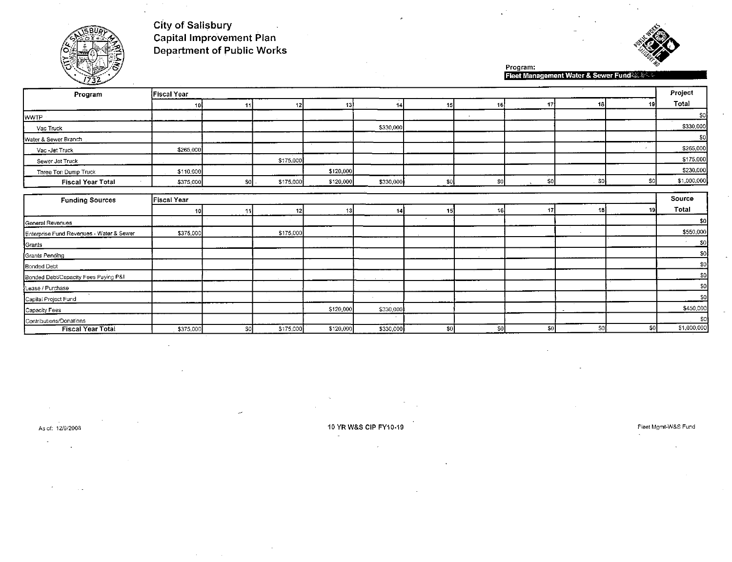# City of Salisbury
## Capital Improvement Plan
## Department of Public Works

**Program:** Fleet Management Water & Sewer Fund

| Program | Fiscal Year | | | | | | | | | | Project Total |
|---|---|---|---|---|---|---|---|---|---|---|---|
| | 10 | 11 | 12 | 13 | 14 | 15 | 16 | 17 | 18 | 19 | |
| WWTP | | | | | | | | | | | $0 |
| Vac Truck | | | | | $330,000 | | | | | | $330,000 |
| Water & Sewer Branch | | | | | | | | | | | $0 |
| Vac -Jet Truck | $265,000 | | | | | | | | | | $265,000 |
| Sewer Jet Truck | | | $175,000 | | | | | | | | $175,000 |
| Three Ton Dump Truck | $110,000 | | | $120,000 | | | | | | | $230,000 |
| **Fiscal Year Total** | $375,000 | $0 | $175,000 | $120,000 | $330,000 | $0 | $0 | $0 | $0 | $0 | $1,000,000 |

| Funding Sources | Fiscal Year | | | | | | | | | | Source Total |
|---|---|---|---|---|---|---|---|---|---|---|---|
| | 10 | 11 | 12 | 13 | 14 | 15 | 16 | 17 | 18 | 19 | |
| General Revenues | | | | | | | | | | | $0 |
| Enterprise Fund Revenues - Water & Sewer | $375,000 | | $175,000 | | | | | | | | $550,000 |
| Grants | | | | | | | | | | | $0 |
| Grants Pending | | | | | | | | | | | $0 |
| Bonded Debt | | | | | | | | | | | $0 |
| Bonded Debt/Capacity Fees Paying P&I | | | | | | | | | | | $0 |
| Lease / Purchase | | | | | | | | | | | $0 |
| Capital Project Fund | | | | | | | | | | | $0 |
| Capacity Fees | | | | $120,000 | $330,000 | | | | | | $450,000 |
| Contributions/Donations | | | | | | | | | | | $0 |
| **Fiscal Year Total** | $375,000 | $0 | $175,000 | $120,000 | $330,000 | $0 | $0 | $0 | $0 | $0 | $1,000,000 |

As of: 12/9/2008

10 YR W&S CIP FY10-19

Fleet Mgmt-W&S Fund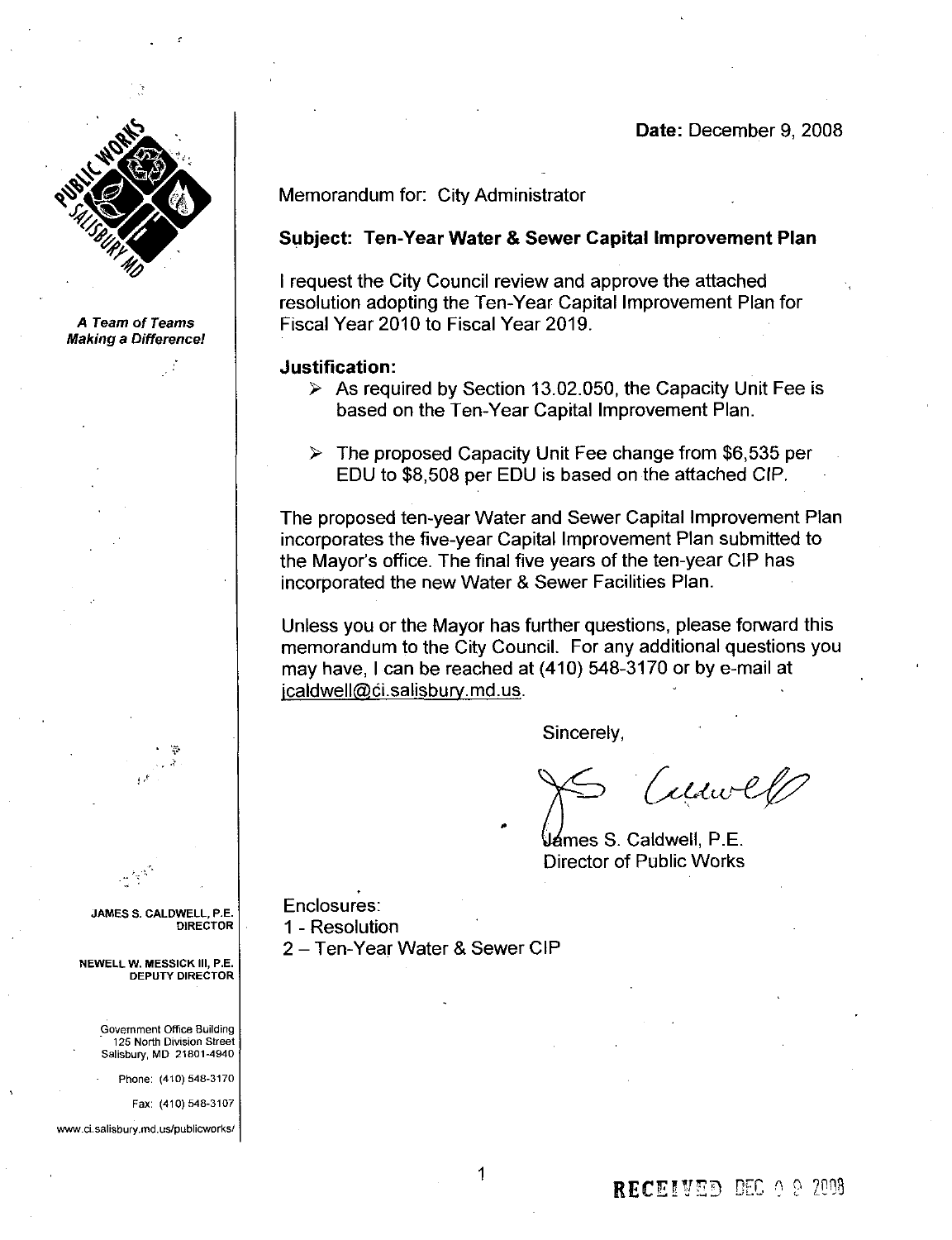**Date:** December 9, 2008

*A Team of Teams Making a Difference!*

Memorandum for: City Administrator

**Subject: Ten-Year Water & Sewer Capital Improvement Plan**

I request the City Council review and approve the attached resolution adopting the Ten-Year Capital Improvement Plan for Fiscal Year 2010 to Fiscal Year 2019.

**Justification:**

- As required by Section 13.02.050, the Capacity Unit Fee is based on the Ten-Year Capital Improvement Plan.
- The proposed Capacity Unit Fee change from $6,535 per EDU to $8,508 per EDU is based on the attached CIP.

The proposed ten-year Water and Sewer Capital Improvement Plan incorporates the five-year Capital Improvement Plan submitted to the Mayor's office. The final five years of the ten-year CIP has incorporated the new Water & Sewer Facilities Plan.

Unless you or the Mayor has further questions, please forward this memorandum to the City Council. For any additional questions you may have, I can be reached at (410) 548-3170 or by e-mail at jcaldwell@ci.salisbury.md.us.

Sincerely,

James S. Caldwell, P.E.
Director of Public Works

Enclosures:
1 - Resolution
2 – Ten-Year Water & Sewer CIP

JAMES S. CALDWELL, P.E.
DIRECTOR

NEWELL W. MESSICK III, P.E.
DEPUTY DIRECTOR

Government Office Building
125 North Division Street
Salisbury, MD 21801-4940

Phone: (410) 548-3170

Fax: (410) 548-3107

www.ci.salisbury.md.us/publicworks/

RECEIVED DEC 0 9 2008